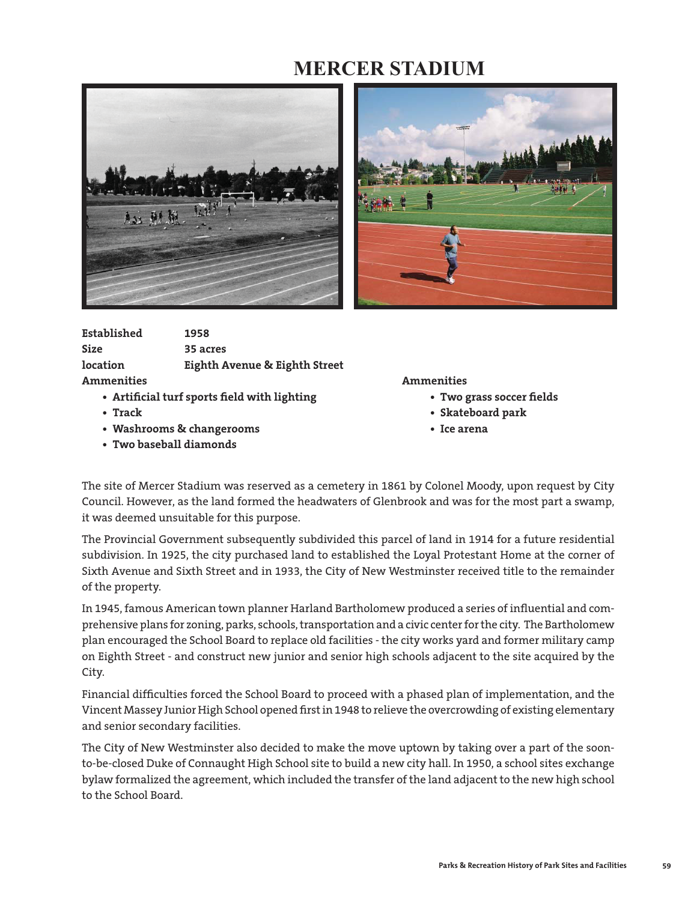# MERCER STADIUM

**Established** **1958**
**Size** **35 acres**
**location** **Eighth Avenue & Eighth Street**

**Ammenities**

- **Artificial turf sports field with lighting**
- **Track**
- **Washrooms & changerooms**
- **Two baseball diamonds**

**Ammenities**

- **Two grass soccer fields**
- **Skateboard park**
- **Ice arena**

The site of Mercer Stadium was reserved as a cemetery in 1861 by Colonel Moody, upon request by City Council. However, as the land formed the headwaters of Glenbrook and was for the most part a swamp, it was deemed unsuitable for this purpose.

The Provincial Government subsequently subdivided this parcel of land in 1914 for a future residential subdivision. In 1925, the city purchased land to established the Loyal Protestant Home at the corner of Sixth Avenue and Sixth Street and in 1933, the City of New Westminster received title to the remainder of the property.

In 1945, famous American town planner Harland Bartholomew produced a series of influential and comprehensive plans for zoning, parks, schools, transportation and a civic center for the city. The Bartholomew plan encouraged the School Board to replace old facilities - the city works yard and former military camp on Eighth Street - and construct new junior and senior high schools adjacent to the site acquired by the City.

Financial difficulties forced the School Board to proceed with a phased plan of implementation, and the Vincent Massey Junior High School opened first in 1948 to relieve the overcrowding of existing elementary and senior secondary facilities.

The City of New Westminster also decided to make the move uptown by taking over a part of the soon-to-be-closed Duke of Connaught High School site to build a new city hall. In 1950, a school sites exchange bylaw formalized the agreement, which included the transfer of the land adjacent to the new high school to the School Board.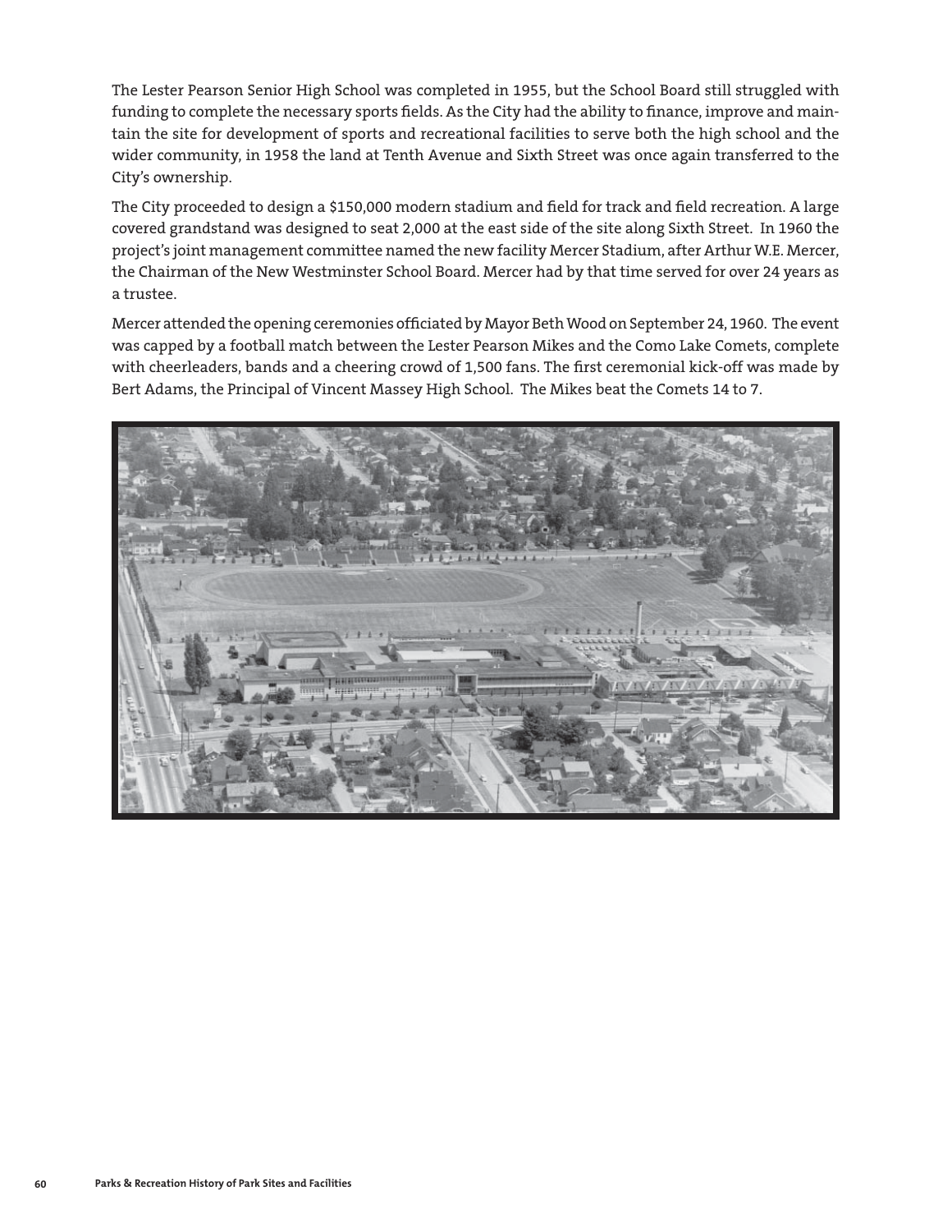The Lester Pearson Senior High School was completed in 1955, but the School Board still struggled with funding to complete the necessary sports fields. As the City had the ability to finance, improve and maintain the site for development of sports and recreational facilities to serve both the high school and the wider community, in 1958 the land at Tenth Avenue and Sixth Street was once again transferred to the City's ownership.

The City proceeded to design a $150,000 modern stadium and field for track and field recreation. A large covered grandstand was designed to seat 2,000 at the east side of the site along Sixth Street. In 1960 the project's joint management committee named the new facility Mercer Stadium, after Arthur W.E. Mercer, the Chairman of the New Westminster School Board. Mercer had by that time served for over 24 years as a trustee.

Mercer attended the opening ceremonies officiated by Mayor Beth Wood on September 24, 1960. The event was capped by a football match between the Lester Pearson Mikes and the Como Lake Comets, complete with cheerleaders, bands and a cheering crowd of 1,500 fans. The first ceremonial kick-off was made by Bert Adams, the Principal of Vincent Massey High School. The Mikes beat the Comets 14 to 7.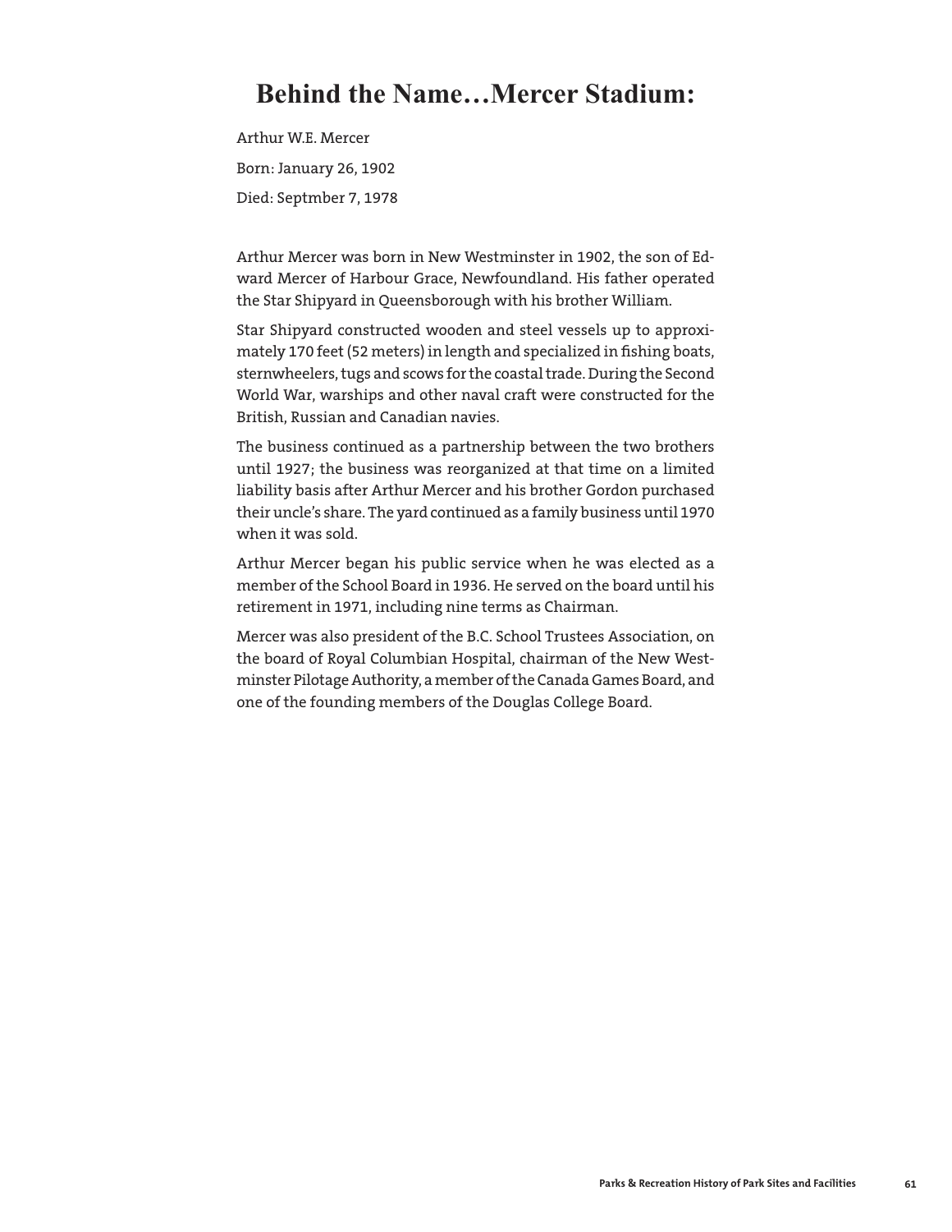# Behind the Name…Mercer Stadium:

Arthur W.E. Mercer

Born: January 26, 1902

Died: Septmber 7, 1978

Arthur Mercer was born in New Westminster in 1902, the son of Edward Mercer of Harbour Grace, Newfoundland. His father operated the Star Shipyard in Queensborough with his brother William.

Star Shipyard constructed wooden and steel vessels up to approximately 170 feet (52 meters) in length and specialized in fishing boats, sternwheelers, tugs and scows for the coastal trade. During the Second World War, warships and other naval craft were constructed for the British, Russian and Canadian navies.

The business continued as a partnership between the two brothers until 1927; the business was reorganized at that time on a limited liability basis after Arthur Mercer and his brother Gordon purchased their uncle's share. The yard continued as a family business until 1970 when it was sold.

Arthur Mercer began his public service when he was elected as a member of the School Board in 1936. He served on the board until his retirement in 1971, including nine terms as Chairman.

Mercer was also president of the B.C. School Trustees Association, on the board of Royal Columbian Hospital, chairman of the New Westminster Pilotage Authority, a member of the Canada Games Board, and one of the founding members of the Douglas College Board.